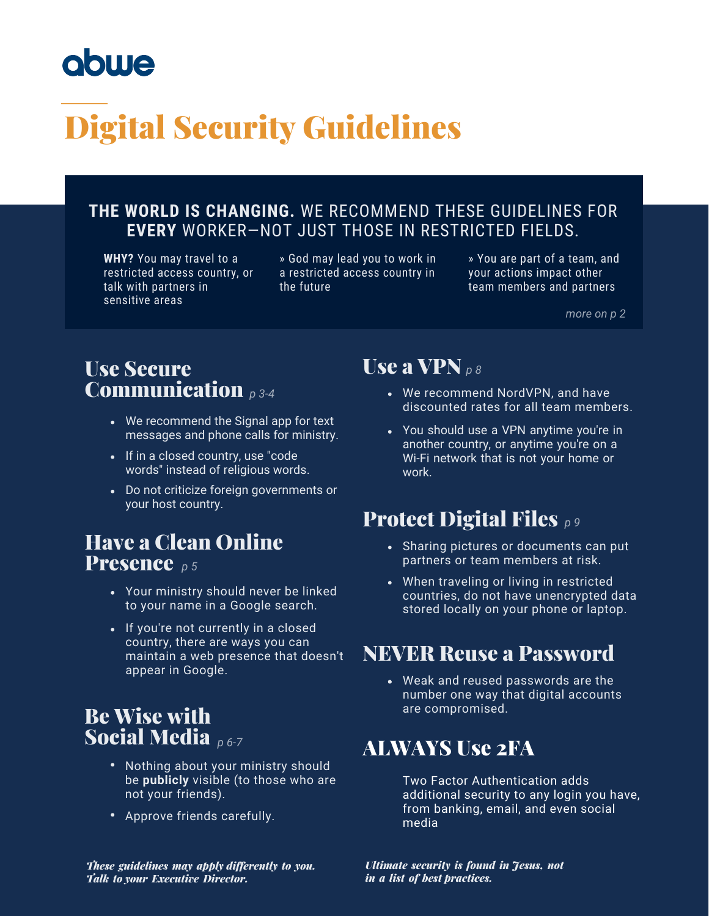abwe

# Digital Security Guidelines

**THE WORLD IS CHANGING.** WE RECOMMEND THESE GUIDELINES FOR **EVERY** WORKER—NOT JUST THOSE IN RESTRICTED FIELDS.

**WHY?** You may travel to a restricted access country, or talk with partners in sensitive areas

» God may lead you to work in a restricted access country in the future

» You are part of a team, and your actions impact other team members and partners

*more on p 2*

## Use Secure Communication *p 3-4*

- We recommend the Signal app for text messages and phone calls for ministry.
- If in a closed country, use "code words" instead of religious words.
- Do not criticize foreign governments or your host country.

## Have a Clean Online Presence *p 5*

- Your ministry should never be linked to your name in a Google search.
- If you're not currently in a closed country, there are ways you can maintain a web presence that doesn't appear in Google.

## Be Wise with Social Media *p 6-7*

- Nothing about your ministry should be **publicly** visible (to those who are not your friends).
- Approve friends carefully.

## Use a VPN *p 8*

- We recommend NordVPN, and have discounted rates for all team members.
- You should use a VPN anytime you're in another country, or anytime you're on a Wi-Fi network that is not your home or work.

## Protect Digital Files *p 9*

- Sharing pictures or documents can put partners or team members at risk.
- When traveling or living in restricted countries, do not have unencrypted data stored locally on your phone or laptop.

## NEVER Reuse a Password

- Weak and reused passwords are the number one way that digital accounts are compromised.

## ALWAYS Use 2FA

Two Factor Authentication adds additional security to any login you have, from banking, email, and even social media

*These guidelines may apply differently to you. Talk to your Executive Director.*

*Ultimate security is found in Jesus, not in a list of best practices.*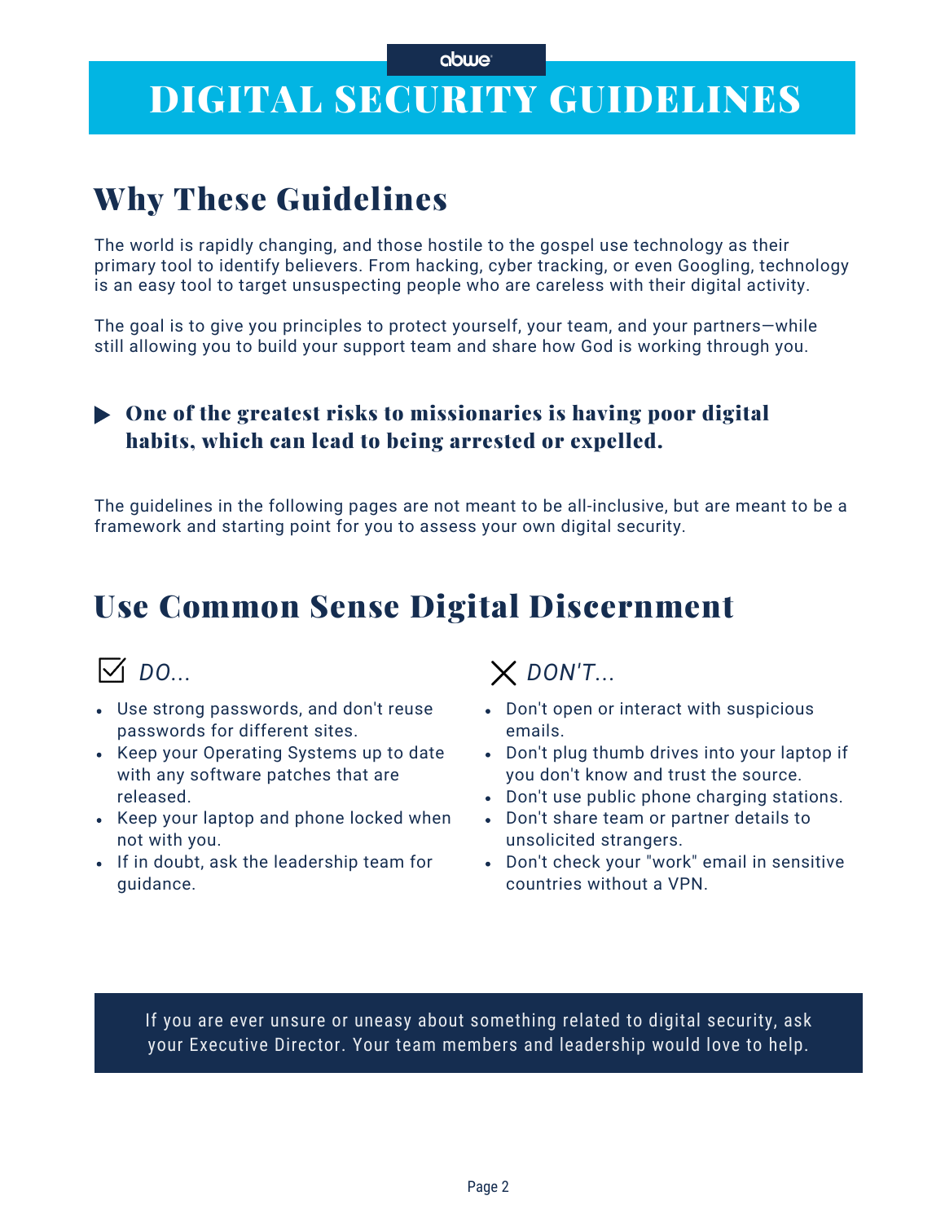abwe

# DIGITAL SECURITY GUIDELINES

## Why These Guidelines

The world is rapidly changing, and those hostile to the gospel use technology as their primary tool to identify believers. From hacking, cyber tracking, or even Googling, technology is an easy tool to target unsuspecting people who are careless with their digital activity.

The goal is to give you principles to protect yourself, your team, and your partners—while still allowing you to build your support team and share how God is working through you.

▶ **One of the greatest risks to missionaries is having poor digital habits, which can lead to being arrested or expelled.**

The guidelines in the following pages are not meant to be all-inclusive, but are meant to be a framework and starting point for you to assess your own digital security.

## Use Common Sense Digital Discernment

☑ *DO...*

- Use strong passwords, and don't reuse passwords for different sites.
- Keep your Operating Systems up to date with any software patches that are released.
- Keep your laptop and phone locked when not with you.
- If in doubt, ask the leadership team for guidance.

✕ *DON'T...*

- Don't open or interact with suspicious emails.
- Don't plug thumb drives into your laptop if you don't know and trust the source.
- Don't use public phone charging stations.
- Don't share team or partner details to unsolicited strangers.
- Don't check your "work" email in sensitive countries without a VPN.

If you are ever unsure or uneasy about something related to digital security, ask your Executive Director. Your team members and leadership would love to help.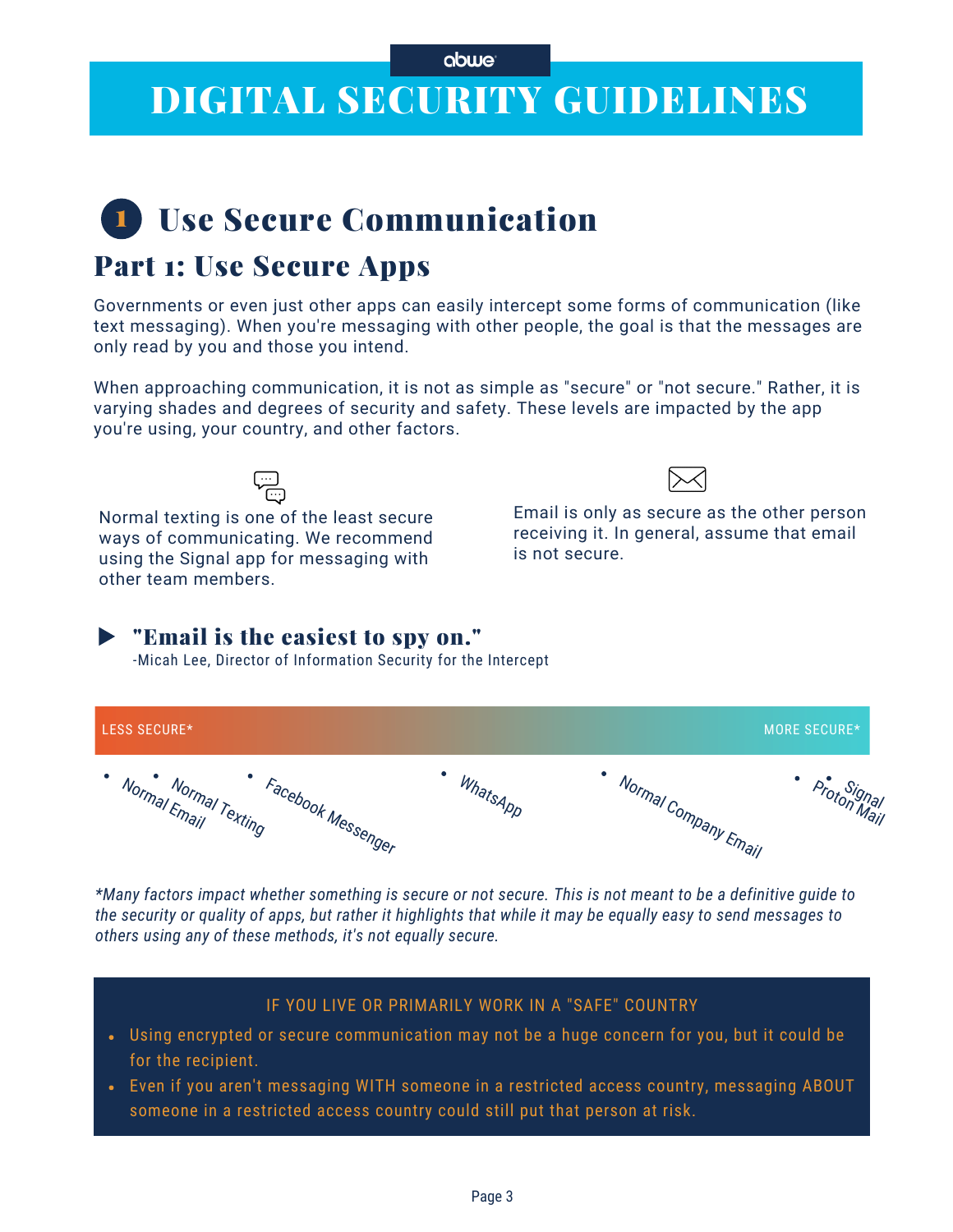abwe

# DIGITAL SECURITY GUIDELINES

## 1 Use Secure Communication

### Part 1: Use Secure Apps

Governments or even just other apps can easily intercept some forms of communication (like text messaging). When you're messaging with other people, the goal is that the messages are only read by you and those you intend.

When approaching communication, it is not as simple as "secure" or "not secure." Rather, it is varying shades and degrees of security and safety. These levels are impacted by the app you're using, your country, and other factors.

Normal texting is one of the least secure ways of communicating. We recommend using the Signal app for messaging with other team members.

Email is only as secure as the other person receiving it. In general, assume that email is not secure.

▶ **"Email is the easiest to spy on."**
-Micah Lee, Director of Information Security for the Intercept

LESS SECURE* → MORE SECURE*

- Normal Email
- Normal Texting
- Facebook Messenger
- WhatsApp
- Normal Company Email
- Proton Mail
- Signal

*\*Many factors impact whether something is secure or not secure. This is not meant to be a definitive guide to the security or quality of apps, but rather it highlights that while it may be equally easy to send messages to others using any of these methods, it's not equally secure.*

**IF YOU LIVE OR PRIMARILY WORK IN A "SAFE" COUNTRY**

- Using encrypted or secure communication may not be a huge concern for you, but it could be for the recipient.
- Even if you aren't messaging WITH someone in a restricted access country, messaging ABOUT someone in a restricted access country could still put that person at risk.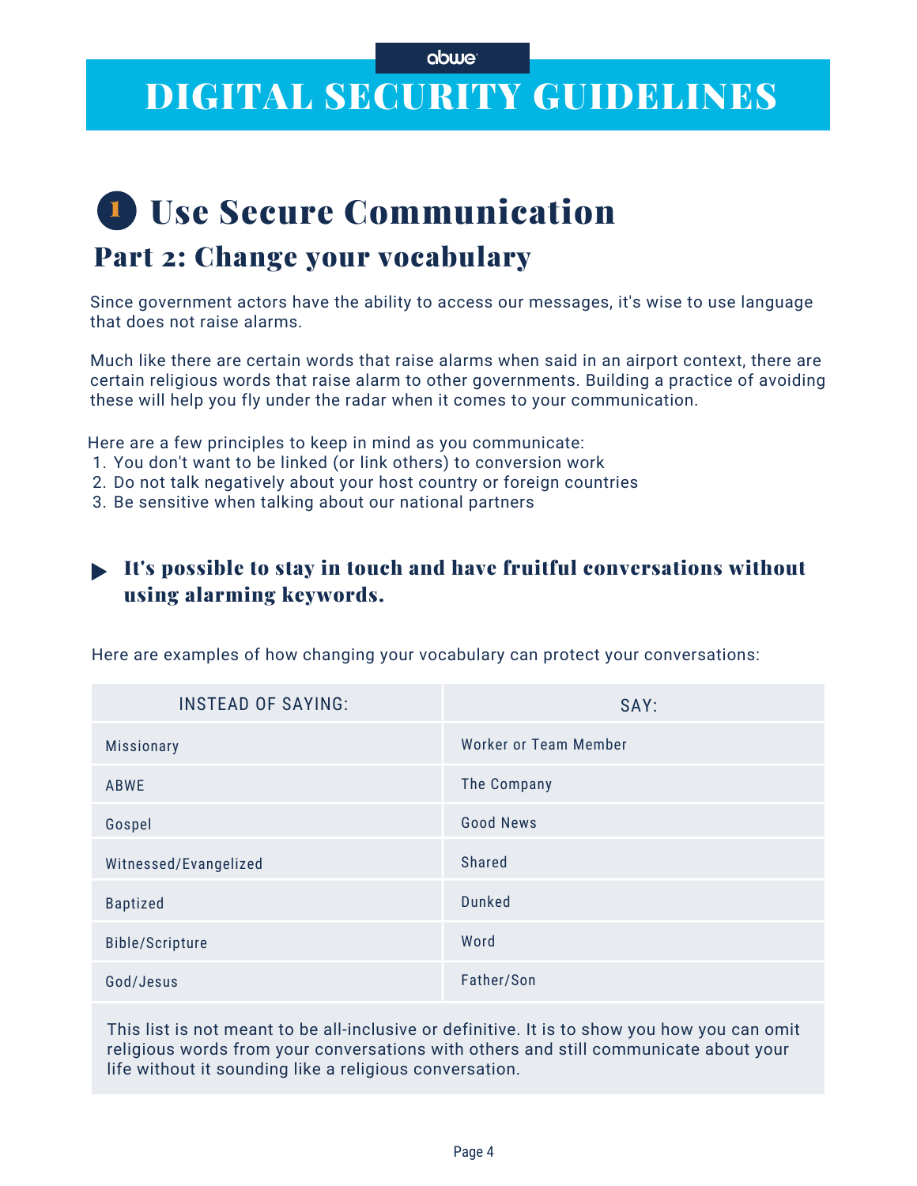abwe

# DIGITAL SECURITY GUIDELINES

## 1 Use Secure Communication

### Part 2: Change your vocabulary

Since government actors have the ability to access our messages, it's wise to use language that does not raise alarms.

Much like there are certain words that raise alarms when said in an airport context, there are certain religious words that raise alarm to other governments. Building a practice of avoiding these will help you fly under the radar when it comes to your communication.

Here are a few principles to keep in mind as you communicate:

1. You don't want to be linked (or link others) to conversion work
2. Do not talk negatively about your host country or foreign countries
3. Be sensitive when talking about our national partners

**▶ It's possible to stay in touch and have fruitful conversations without using alarming keywords.**

Here are examples of how changing your vocabulary can protect your conversations:

| INSTEAD OF SAYING: | SAY: |
|---|---|
| Missionary | Worker or Team Member |
| ABWE | The Company |
| Gospel | Good News |
| Witnessed/Evangelized | Shared |
| Baptized | Dunked |
| Bible/Scripture | Word |
| God/Jesus | Father/Son |

This list is not meant to be all-inclusive or definitive. It is to show you how you can omit religious words from your conversations with others and still communicate about your life without it sounding like a religious conversation.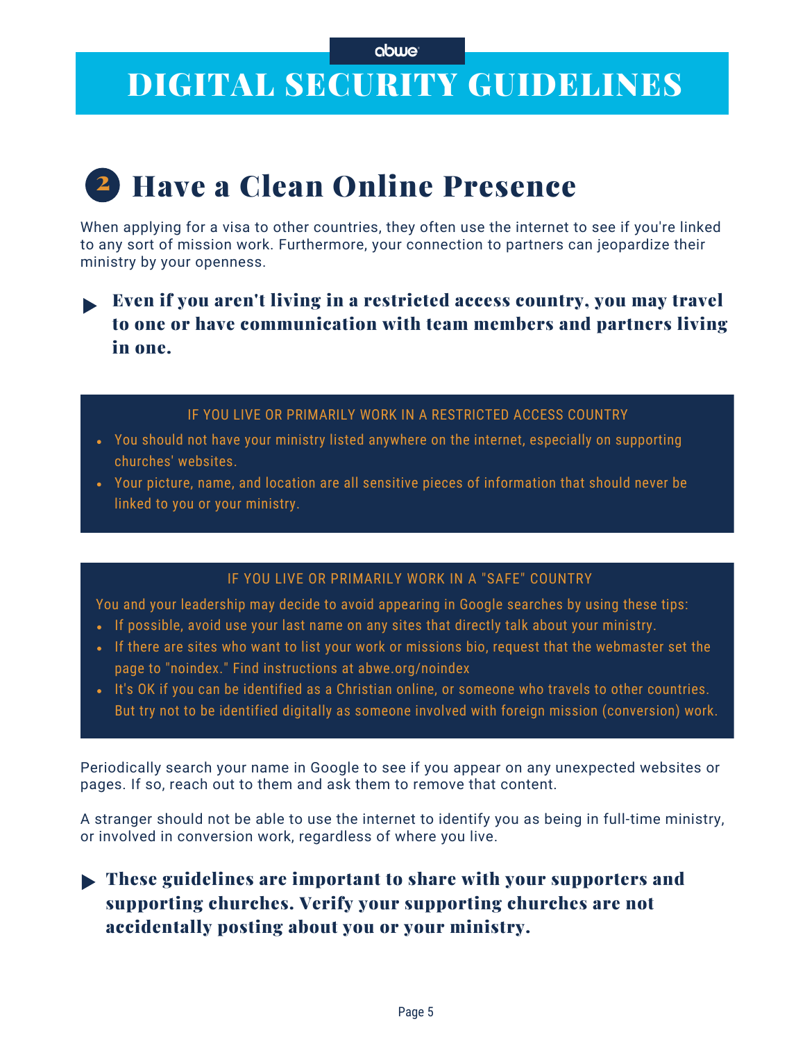# DIGITAL SECURITY GUIDELINES

## 2 Have a Clean Online Presence

When applying for a visa to other countries, they often use the internet to see if you're linked to any sort of mission work. Furthermore, your connection to partners can jeopardize their ministry by your openness.

▶ **Even if you aren't living in a restricted access country, you may travel to one or have communication with team members and partners living in one.**

### IF YOU LIVE OR PRIMARILY WORK IN A RESTRICTED ACCESS COUNTRY

- You should not have your ministry listed anywhere on the internet, especially on supporting churches' websites.
- Your picture, name, and location are all sensitive pieces of information that should never be linked to you or your ministry.

### IF YOU LIVE OR PRIMARILY WORK IN A "SAFE" COUNTRY

You and your leadership may decide to avoid appearing in Google searches by using these tips:

- If possible, avoid use your last name on any sites that directly talk about your ministry.
- If there are sites who want to list your work or missions bio, request that the webmaster set the page to "noindex." Find instructions at abwe.org/noindex
- It's OK if you can be identified as a Christian online, or someone who travels to other countries. But try not to be identified digitally as someone involved with foreign mission (conversion) work.

Periodically search your name in Google to see if you appear on any unexpected websites or pages. If so, reach out to them and ask them to remove that content.

A stranger should not be able to use the internet to identify you as being in full-time ministry, or involved in conversion work, regardless of where you live.

▶ **These guidelines are important to share with your supporters and supporting churches. Verify your supporting churches are not accidentally posting about you or your ministry.**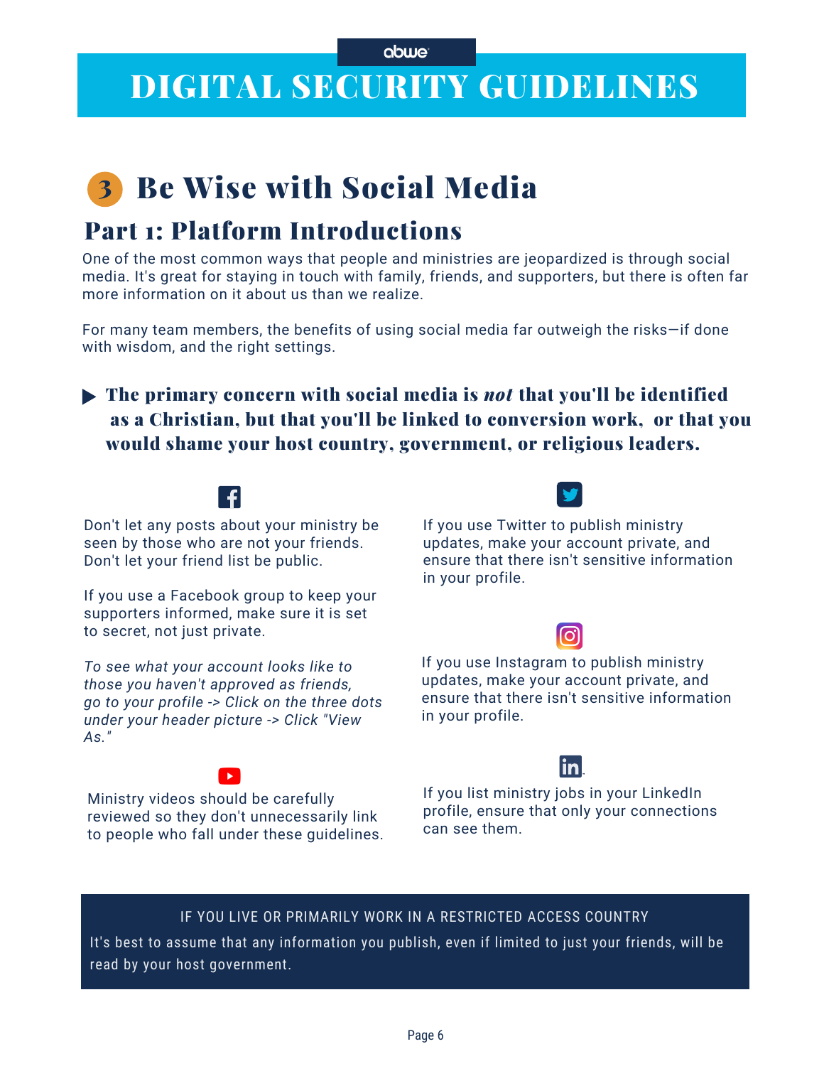# DIGITAL SECURITY GUIDELINES

## 3 Be Wise with Social Media

### Part 1: Platform Introductions

One of the most common ways that people and ministries are jeopardized is through social media. It's great for staying in touch with family, friends, and supporters, but there is often far more information on it about us than we realize.

For many team members, the benefits of using social media far outweigh the risks—if done with wisdom, and the right settings.

▶ **The primary concern with social media is *not* that you'll be identified as a Christian, but that you'll be linked to conversion work, or that you would shame your host country, government, or religious leaders.**

**Facebook**

Don't let any posts about your ministry be seen by those who are not your friends. Don't let your friend list be public.

If you use a Facebook group to keep your supporters informed, make sure it is set to secret, not just private.

*To see what your account looks like to those you haven't approved as friends, go to your profile -> Click on the three dots under your header picture -> Click "View As."*

**YouTube**

Ministry videos should be carefully reviewed so they don't unnecessarily link to people who fall under these guidelines.

**Twitter**

If you use Twitter to publish ministry updates, make your account private, and ensure that there isn't sensitive information in your profile.

**Instagram**

If you use Instagram to publish ministry updates, make your account private, and ensure that there isn't sensitive information in your profile.

**LinkedIn**

If you list ministry jobs in your LinkedIn profile, ensure that only your connections can see them.

---

IF YOU LIVE OR PRIMARILY WORK IN A RESTRICTED ACCESS COUNTRY

It's best to assume that any information you publish, even if limited to just your friends, will be read by your host government.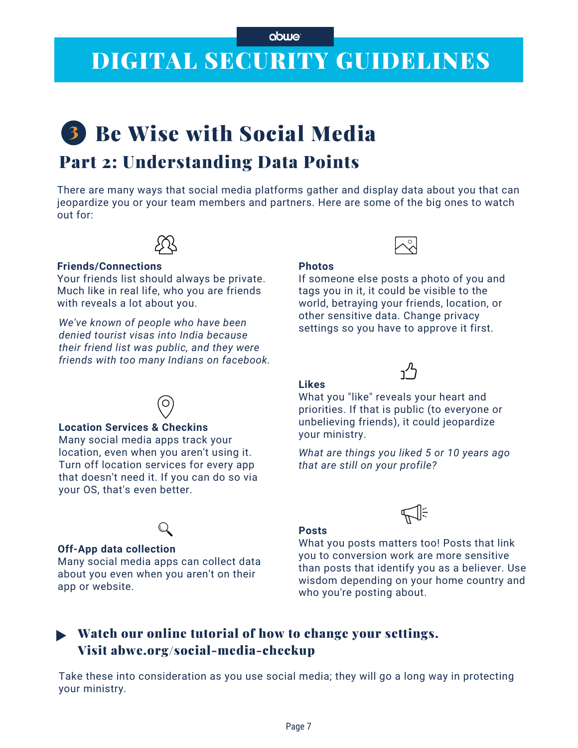# DIGITAL SECURITY GUIDELINES

## 3 Be Wise with Social Media

### Part 2: Understanding Data Points

There are many ways that social media platforms gather and display data about you that can jeopardize you or your team members and partners. Here are some of the big ones to watch out for:

**Friends/Connections**
Your friends list should always be private. Much like in real life, who you are friends with reveals a lot about you.

*We've known of people who have been denied tourist visas into India because their friend list was public, and they were friends with too many Indians on facebook.*

**Location Services & Checkins**
Many social media apps track your location, even when you aren't using it. Turn off location services for every app that doesn't need it. If you can do so via your OS, that's even better.

**Off-App data collection**
Many social media apps can collect data about you even when you aren't on their app or website.

**Photos**
If someone else posts a photo of you and tags you in it, it could be visible to the world, betraying your friends, location, or other sensitive data. Change privacy settings so you have to approve it first.

**Likes**
What you "like" reveals your heart and priorities. If that is public (to everyone or unbelieving friends), it could jeopardize your ministry.

*What are things you liked 5 or 10 years ago that are still on your profile?*

**Posts**
What you posts matters too! Posts that link you to conversion work are more sensitive than posts that identify you as a believer. Use wisdom depending on your home country and who you're posting about.

**Watch our online tutorial of how to change your settings. Visit abwe.org/social-media-checkup**

Take these into consideration as you use social media; they will go a long way in protecting your ministry.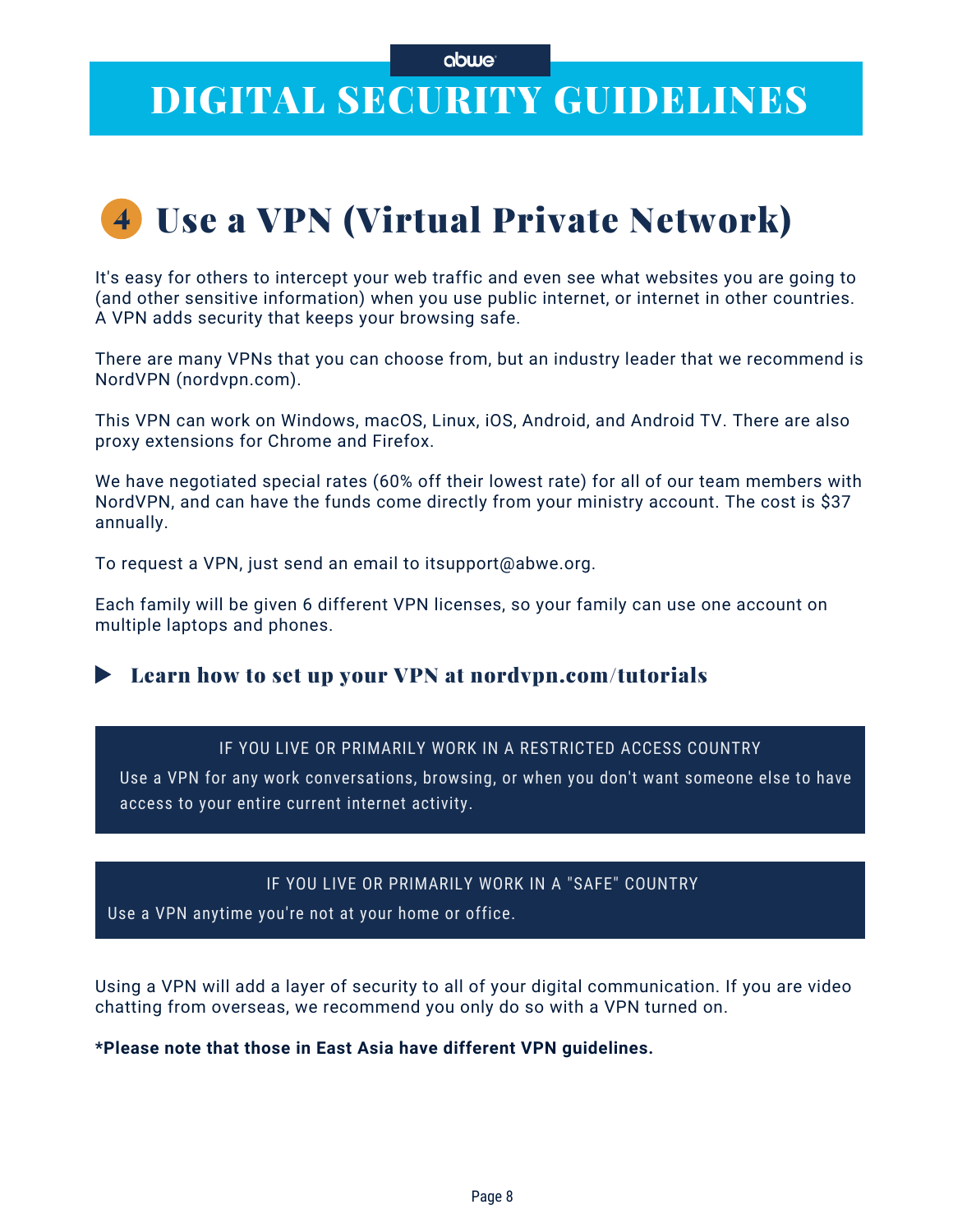# DIGITAL SECURITY GUIDELINES

## 4 Use a VPN (Virtual Private Network)

It's easy for others to intercept your web traffic and even see what websites you are going to (and other sensitive information) when you use public internet, or internet in other countries. A VPN adds security that keeps your browsing safe.

There are many VPNs that you can choose from, but an industry leader that we recommend is NordVPN (nordvpn.com).

This VPN can work on Windows, macOS, Linux, iOS, Android, and Android TV. There are also proxy extensions for Chrome and Firefox.

We have negotiated special rates (60% off their lowest rate) for all of our team members with NordVPN, and can have the funds come directly from your ministry account. The cost is $37 annually.

To request a VPN, just send an email to itsupport@abwe.org.

Each family will be given 6 different VPN licenses, so your family can use one account on multiple laptops and phones.

### ▶ Learn how to set up your VPN at nordvpn.com/tutorials

**IF YOU LIVE OR PRIMARILY WORK IN A RESTRICTED ACCESS COUNTRY**

Use a VPN for any work conversations, browsing, or when you don't want someone else to have access to your entire current internet activity.

**IF YOU LIVE OR PRIMARILY WORK IN A "SAFE" COUNTRY**

Use a VPN anytime you're not at your home or office.

Using a VPN will add a layer of security to all of your digital communication. If you are video chatting from overseas, we recommend you only do so with a VPN turned on.

**\*Please note that those in East Asia have different VPN guidelines.**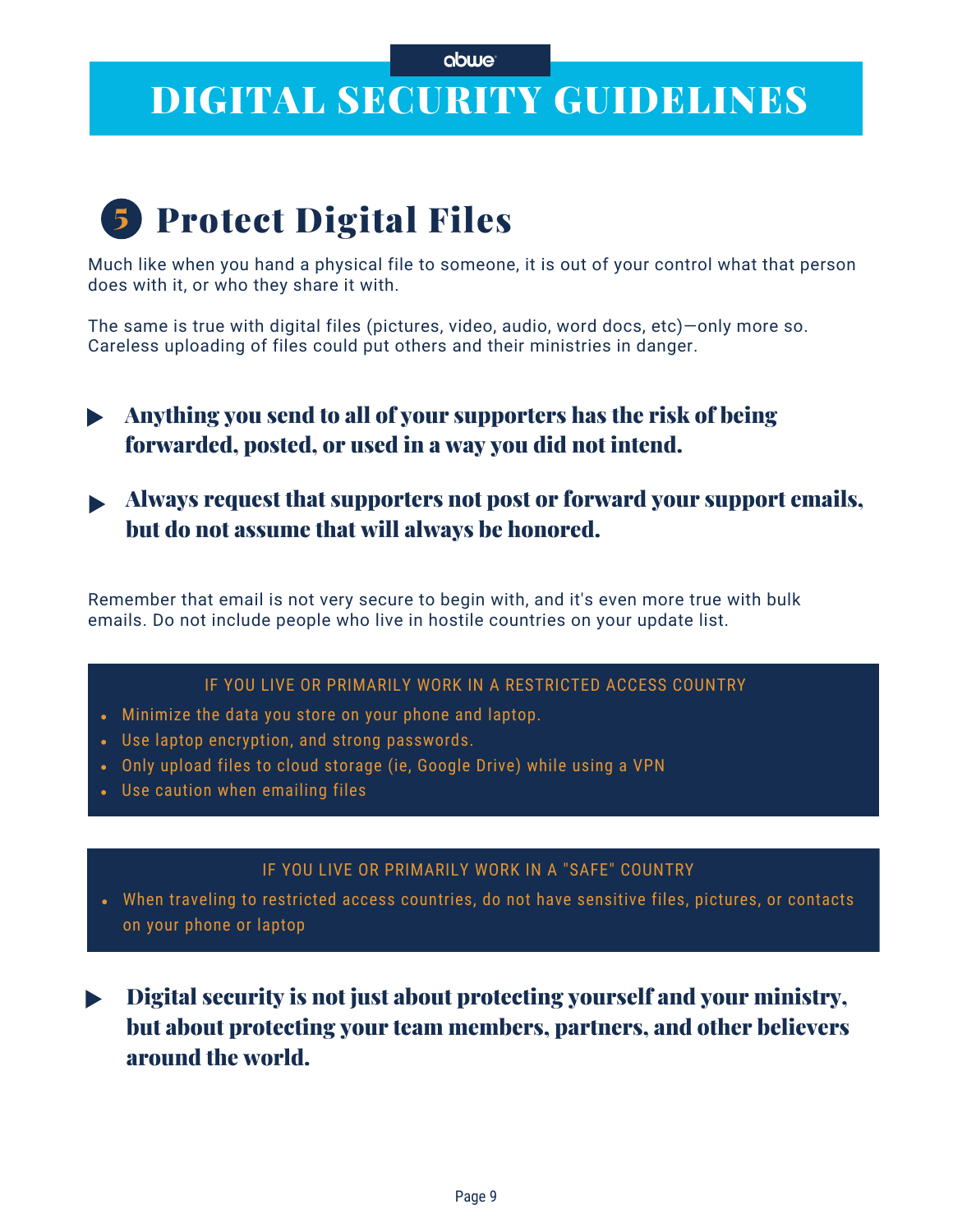# DIGITAL SECURITY GUIDELINES

## 5 Protect Digital Files

Much like when you hand a physical file to someone, it is out of your control what that person does with it, or who they share it with.

The same is true with digital files (pictures, video, audio, word docs, etc)—only more so. Careless uploading of files could put others and their ministries in danger.

- **Anything you send to all of your supporters has the risk of being forwarded, posted, or used in a way you did not intend.**
- **Always request that supporters not post or forward your support emails, but do not assume that will always be honored.**

Remember that email is not very secure to begin with, and it's even more true with bulk emails. Do not include people who live in hostile countries on your update list.

**IF YOU LIVE OR PRIMARILY WORK IN A RESTRICTED ACCESS COUNTRY**

- Minimize the data you store on your phone and laptop.
- Use laptop encryption, and strong passwords.
- Only upload files to cloud storage (ie, Google Drive) while using a VPN
- Use caution when emailing files

**IF YOU LIVE OR PRIMARILY WORK IN A "SAFE" COUNTRY**

- When traveling to restricted access countries, do not have sensitive files, pictures, or contacts on your phone or laptop

- **Digital security is not just about protecting yourself and your ministry, but about protecting your team members, partners, and other believers around the world.**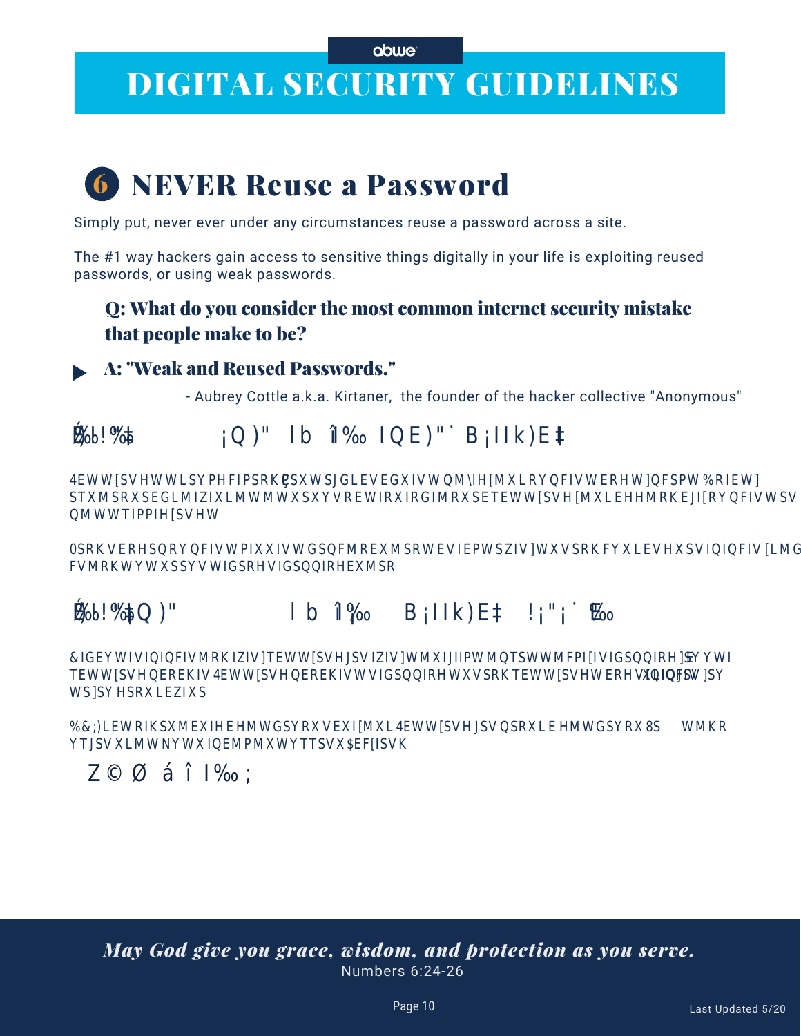# DIGITAL SECURITY GUIDELINES

## 6 NEVER Reuse a Password

Simply put, never ever under any circumstances reuse a password across a site.

The #1 way hackers gain access to sensitive things digitally in your life is exploiting reused passwords, or using weak passwords.

**Q: What do you consider the most common internet security mistake that people make to be?**

**A: "Weak and Reused Passwords."**

- Aubrey Cottle a.k.a. Kirtaner, the founder of the hacker collective "Anonymous"

### Ź‰!%‡ ¡Q)" Ib î‰ IQE)"˙ B¡IIk)E‡

4EWW[SVHW WLSYPH FI PSRK ȩSX WSJGLEVEGXIVW QM\IH [MXL RYQFIVW ERH W]QFSPW %RIEW] STXMSR XS EGLMIZI XLMW MW XS XLMRO SJ E TLVEWI XS XYVR MRXS E TEWW[SVH [MXL EHHMRK RYQFIVW ERH W]QFSPW QM\IH MR [SVHW

0SRK VERHSQ RYQFIVW PIXXIVW GSQFMREXMSRW EVI EPWS ZIV] WXVSRK FYX LEVH XS VIQIQFIV [MXL SYX E TEWW[SVH QEREKIV

### Ź‰!%‡Q)" Ib î‰ B¡IIk)E‡ !¡"¡˙ Ź‰

&IGEYWI VIQIQFIVMRK IZIV] TEWW[SVH JSV IZIV] WMXI MW HMJJMGYPX MX MW FIWX XS YWI E TEWW[SVH QEREKIV 4EWW[SVH QEREKIVW VIGSQQIRHIH WS XLEX ]SY SRP] RIIH XS VIQIQFIV SRI TEWW[SVH

%&;) LEW RIKSXMEXIH E HMWGSYRX [MXL 4EWW[SVH JSV QSRXLP] YWIVW

Z© Ø á î I‰ ;

*May God give you grace, wisdom, and protection as you serve.*
Numbers 6:24-26